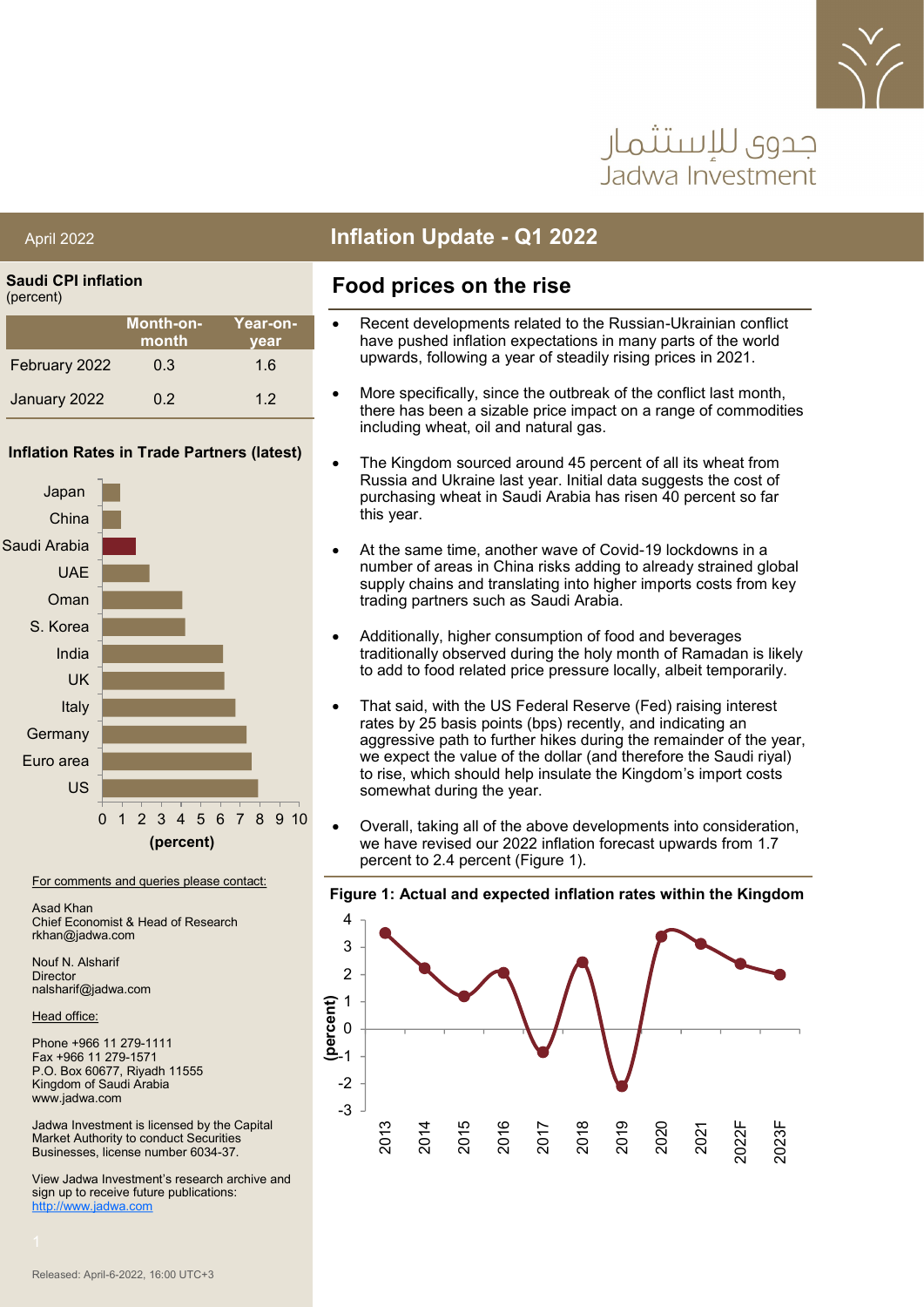جدوى للإستثمار
Jadwa Investment

April 2022

# Inflation Update - Q1 2022

## Food prices on the rise

- Recent developments related to the Russian-Ukrainian conflict have pushed inflation expectations in many parts of the world upwards, following a year of steadily rising prices in 2021.
- More specifically, since the outbreak of the conflict last month, there has been a sizable price impact on a range of commodities including wheat, oil and natural gas.
- The Kingdom sourced around 45 percent of all its wheat from Russia and Ukraine last year. Initial data suggests the cost of purchasing wheat in Saudi Arabia has risen 40 percent so far this year.
- At the same time, another wave of Covid-19 lockdowns in a number of areas in China risks adding to already strained global supply chains and translating into higher imports costs from key trading partners such as Saudi Arabia.
- Additionally, higher consumption of food and beverages traditionally observed during the holy month of Ramadan is likely to add to food related price pressure locally, albeit temporarily.
- That said, with the US Federal Reserve (Fed) raising interest rates by 25 basis points (bps) recently, and indicating an aggressive path to further hikes during the remainder of the year, we expect the value of the dollar (and therefore the Saudi riyal) to rise, which should help insulate the Kingdom's import costs somewhat during the year.
- Overall, taking all of the above developments into consideration, we have revised our 2022 inflation forecast upwards from 1.7 percent to 2.4 percent (Figure 1).

**Figure 1: Actual and expected inflation rates within the Kingdom**

**Saudi CPI inflation**
(percent)

| | Month-on-month | Year-on-year |
|---|---|---|
| February 2022 | 0.3 | 1.6 |
| January 2022 | 0.2 | 1.2 |

**Inflation Rates in Trade Partners (latest)**

For comments and queries please contact:

Asad Khan
Chief Economist & Head of Research
rkhan@jadwa.com

Nouf N. Alsharif
Director
nalsharif@jadwa.com

Head office:

Phone +966 11 279-1111
Fax +966 11 279-1571
P.O. Box 60677, Riyadh 11555
Kingdom of Saudi Arabia
www.jadwa.com

Jadwa Investment is licensed by the Capital Market Authority to conduct Securities Businesses, license number 6034-37.

View Jadwa Investment's research archive and sign up to receive future publications:
http://www.jadwa.com

Released: April-6-2022, 16:00 UTC+3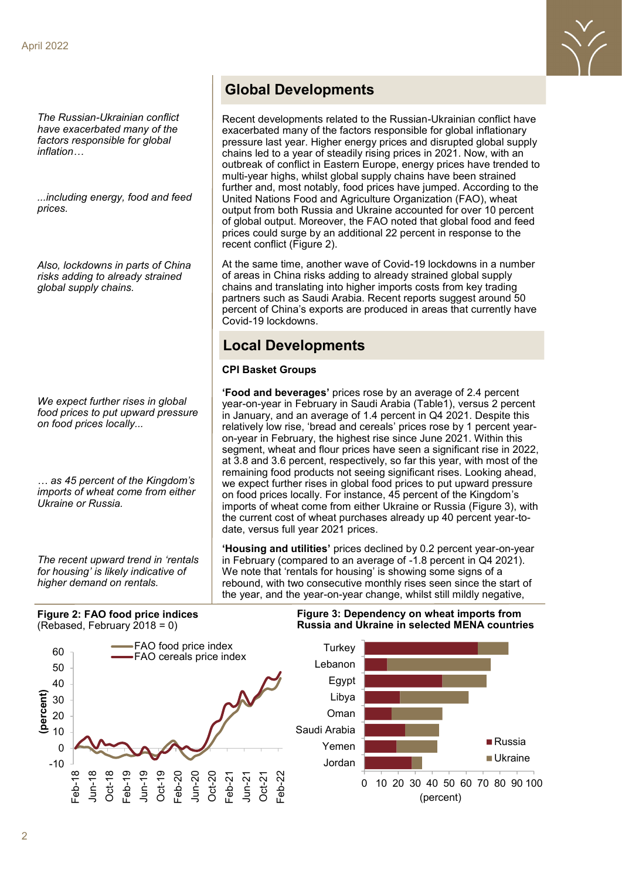*The Russian-Ukrainian conflict have exacerbated many of the factors responsible for global inflation…*

*...including energy, food and feed prices.*

*Also, lockdowns in parts of China risks adding to already strained global supply chains.*

## Global Developments

Recent developments related to the Russian-Ukrainian conflict have exacerbated many of the factors responsible for global inflationary pressure last year. Higher energy prices and disrupted global supply chains led to a year of steadily rising prices in 2021. Now, with an outbreak of conflict in Eastern Europe, energy prices have trended to multi-year highs, whilst global supply chains have been strained further and, most notably, food prices have jumped. According to the United Nations Food and Agriculture Organization (FAO), wheat output from both Russia and Ukraine accounted for over 10 percent of global output. Moreover, the FAO noted that global food and feed prices could surge by an additional 22 percent in response to the recent conflict (Figure 2).

At the same time, another wave of Covid-19 lockdowns in a number of areas in China risks adding to already strained global supply chains and translating into higher imports costs from key trading partners such as Saudi Arabia. Recent reports suggest around 50 percent of China's exports are produced in areas that currently have Covid-19 lockdowns.

## Local Developments

### CPI Basket Groups

*We expect further rises in global food prices to put upward pressure on food prices locally...*

*… as 45 percent of the Kingdom's imports of wheat come from either Ukraine or Russia.*

**'Food and beverages'** prices rose by an average of 2.4 percent year-on-year in February in Saudi Arabia (Table1), versus 2 percent in January, and an average of 1.4 percent in Q4 2021. Despite this relatively low rise, 'bread and cereals' prices rose by 1 percent year-on-year in February, the highest rise since June 2021. Within this segment, wheat and flour prices have seen a significant rise in 2022, at 3.8 and 3.6 percent, respectively, so far this year, with most of the remaining food products not seeing significant rises. Looking ahead, we expect further rises in global food prices to put upward pressure on food prices locally. For instance, 45 percent of the Kingdom's imports of wheat come from either Ukraine or Russia (Figure 3), with the current cost of wheat purchases already up 40 percent year-to-date, versus full year 2021 prices.

*The recent upward trend in 'rentals for housing' is likely indicative of higher demand on rentals.*

**'Housing and utilities'** prices declined by 0.2 percent year-on-year in February (compared to an average of -1.8 percent in Q4 2021). We note that 'rentals for housing' is showing some signs of a rebound, with two consecutive monthly rises seen since the start of the year, and the year-on-year change, whilst still mildly negative,

**Figure 2: FAO food price indices**
(Rebased, February 2018 = 0)

**Figure 3: Dependency on wheat imports from Russia and Ukraine in selected MENA countries**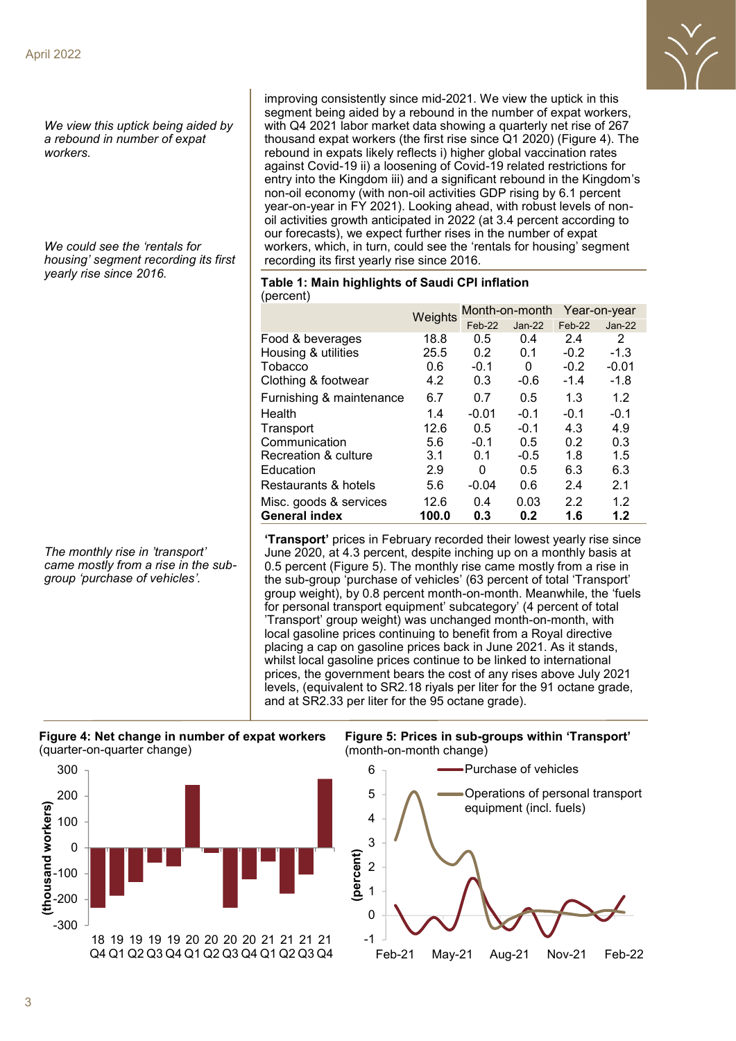*We view this uptick being aided by a rebound in number of expat workers.*

improving consistently since mid-2021. We view the uptick in this segment being aided by a rebound in the number of expat workers, with Q4 2021 labor market data showing a quarterly net rise of 267 thousand expat workers (the first rise since Q1 2020) (Figure 4). The rebound in expats likely reflects i) higher global vaccination rates against Covid-19 ii) a loosening of Covid-19 related restrictions for entry into the Kingdom iii) and a significant rebound in the Kingdom's non-oil economy (with non-oil activities GDP rising by 6.1 percent year-on-year in FY 2021). Looking ahead, with robust levels of non-oil activities growth anticipated in 2022 (at 3.4 percent according to our forecasts), we expect further rises in the number of expat workers, which, in turn, could see the 'rentals for housing' segment recording its first yearly rise since 2016.

*We could see the 'rentals for housing' segment recording its first yearly rise since 2016.*

**Table 1: Main highlights of Saudi CPI inflation**
(percent)

| | Weights | Month-on-month | | Year-on-year | |
|---|---|---|---|---|---|
| | | Feb-22 | Jan-22 | Feb-22 | Jan-22 |
| Food & beverages | 18.8 | 0.5 | 0.4 | 2.4 | 2 |
| Housing & utilities | 25.5 | 0.2 | 0.1 | -0.2 | -1.3 |
| Tobacco | 0.6 | -0.1 | 0 | -0.2 | -0.01 |
| Clothing & footwear | 4.2 | 0.3 | -0.6 | -1.4 | -1.8 |
| Furnishing & maintenance | 6.7 | 0.7 | 0.5 | 1.3 | 1.2 |
| Health | 1.4 | -0.01 | -0.1 | -0.1 | -0.1 |
| Transport | 12.6 | 0.5 | -0.1 | 4.3 | 4.9 |
| Communication | 5.6 | -0.1 | 0.5 | 0.2 | 0.3 |
| Recreation & culture | 3.1 | 0.1 | -0.5 | 1.8 | 1.5 |
| Education | 2.9 | 0 | 0.5 | 6.3 | 6.3 |
| Restaurants & hotels | 5.6 | -0.04 | 0.6 | 2.4 | 2.1 |
| Misc. goods & services | 12.6 | 0.4 | 0.03 | 2.2 | 1.2 |
| **General index** | **100.0** | **0.3** | **0.2** | **1.6** | **1.2** |

*The monthly rise in 'transport' came mostly from a rise in the sub-group 'purchase of vehicles'.*

**'Transport'** prices in February recorded their lowest yearly rise since June 2020, at 4.3 percent, despite inching up on a monthly basis at 0.5 percent (Figure 5). The monthly rise came mostly from a rise in the sub-group 'purchase of vehicles' (63 percent of total 'Transport' group weight), by 0.8 percent month-on-month. Meanwhile, the 'fuels for personal transport equipment' subcategory' (4 percent of total 'Transport' group weight) was unchanged month-on-month, with local gasoline prices continuing to benefit from a Royal directive placing a cap on gasoline prices back in June 2021. As it stands, whilst local gasoline prices continue to be linked to international prices, the government bears the cost of any rises above July 2021 levels, (equivalent to SR2.18 riyals per liter for the 91 octane grade, and at SR2.33 per liter for the 95 octane grade).

**Figure 4: Net change in number of expat workers**
(quarter-on-quarter change)

**Figure 5: Prices in sub-groups within 'Transport'**
(month-on-month change)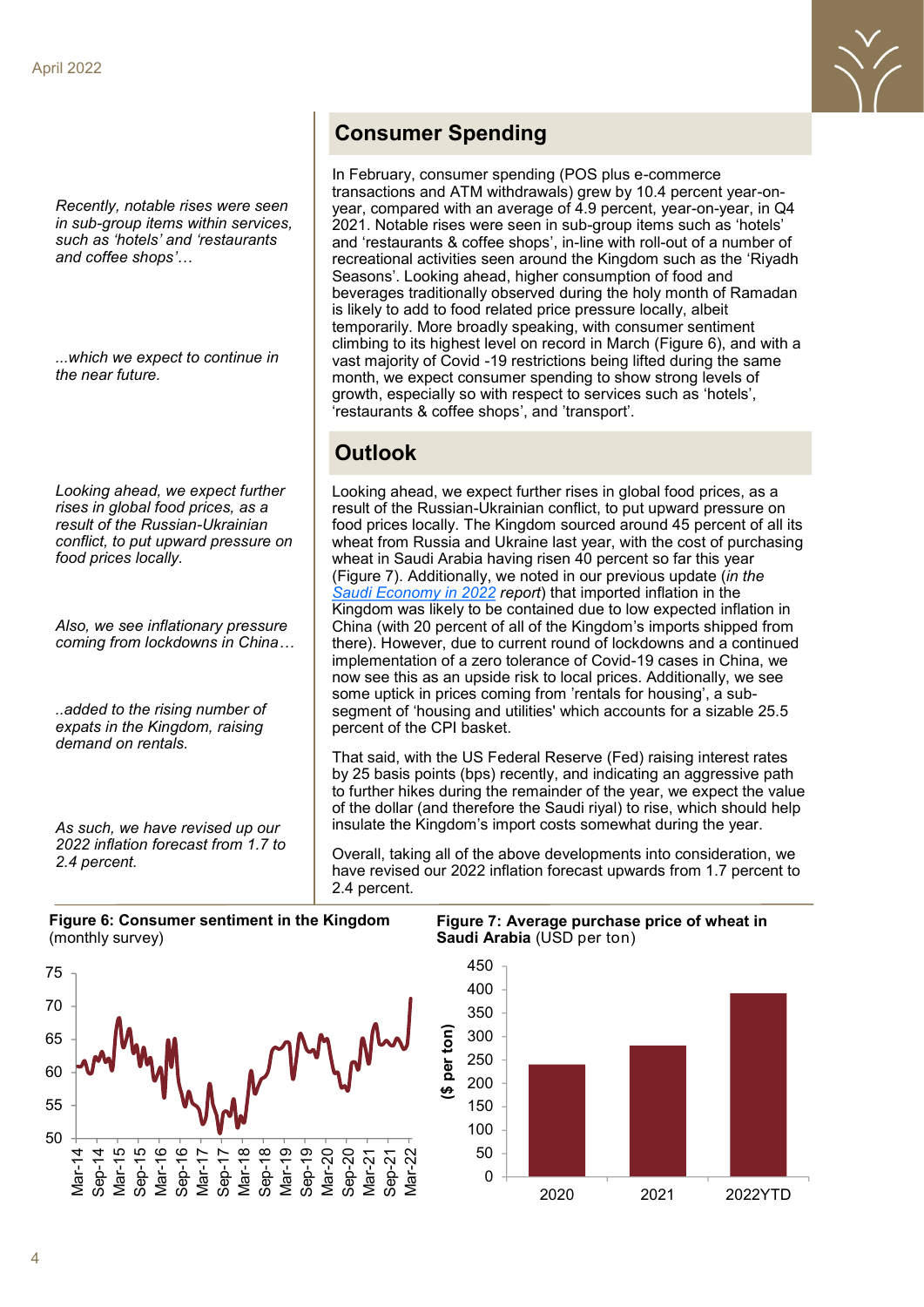## Consumer Spending

*Recently, notable rises were seen in sub-group items within services, such as 'hotels' and 'restaurants and coffee shops'…*

*...which we expect to continue in the near future.*

In February, consumer spending (POS plus e-commerce transactions and ATM withdrawals) grew by 10.4 percent year-on-year, compared with an average of 4.9 percent, year-on-year, in Q4 2021. Notable rises were seen in sub-group items such as 'hotels' and 'restaurants & coffee shops', in-line with roll-out of a number of recreational activities seen around the Kingdom such as the 'Riyadh Seasons'. Looking ahead, higher consumption of food and beverages traditionally observed during the holy month of Ramadan is likely to add to food related price pressure locally, albeit temporarily. More broadly speaking, with consumer sentiment climbing to its highest level on record in March (Figure 6), and with a vast majority of Covid -19 restrictions being lifted during the same month, we expect consumer spending to show strong levels of growth, especially so with respect to services such as 'hotels', 'restaurants & coffee shops', and 'transport'.

## Outlook

*Looking ahead, we expect further rises in global food prices, as a result of the Russian-Ukrainian conflict, to put upward pressure on food prices locally.*

*Also, we see inflationary pressure coming from lockdowns in China…*

*..added to the rising number of expats in the Kingdom, raising demand on rentals.*

*As such, we have revised up our 2022 inflation forecast from 1.7 to 2.4 percent.*

Looking ahead, we expect further rises in global food prices, as a result of the Russian-Ukrainian conflict, to put upward pressure on food prices locally. The Kingdom sourced around 45 percent of all its wheat from Russia and Ukraine last year, with the cost of purchasing wheat in Saudi Arabia having risen 40 percent so far this year (Figure 7). Additionally, we noted in our previous update (*in the Saudi Economy in 2022 report*) that imported inflation in the Kingdom was likely to be contained due to low expected inflation in China (with 20 percent of all of the Kingdom's imports shipped from there). However, due to current round of lockdowns and a continued implementation of a zero tolerance of Covid-19 cases in China, we now see this as an upside risk to local prices. Additionally, we see some uptick in prices coming from 'rentals for housing', a sub-segment of 'housing and utilities' which accounts for a sizable 25.5 percent of the CPI basket.

That said, with the US Federal Reserve (Fed) raising interest rates by 25 basis points (bps) recently, and indicating an aggressive path to further hikes during the remainder of the year, we expect the value of the dollar (and therefore the Saudi riyal) to rise, which should help insulate the Kingdom's import costs somewhat during the year.

Overall, taking all of the above developments into consideration, we have revised our 2022 inflation forecast upwards from 1.7 percent to 2.4 percent.

**Figure 6: Consumer sentiment in the Kingdom** (monthly survey)

**Figure 7: Average purchase price of wheat in Saudi Arabia** (USD per ton)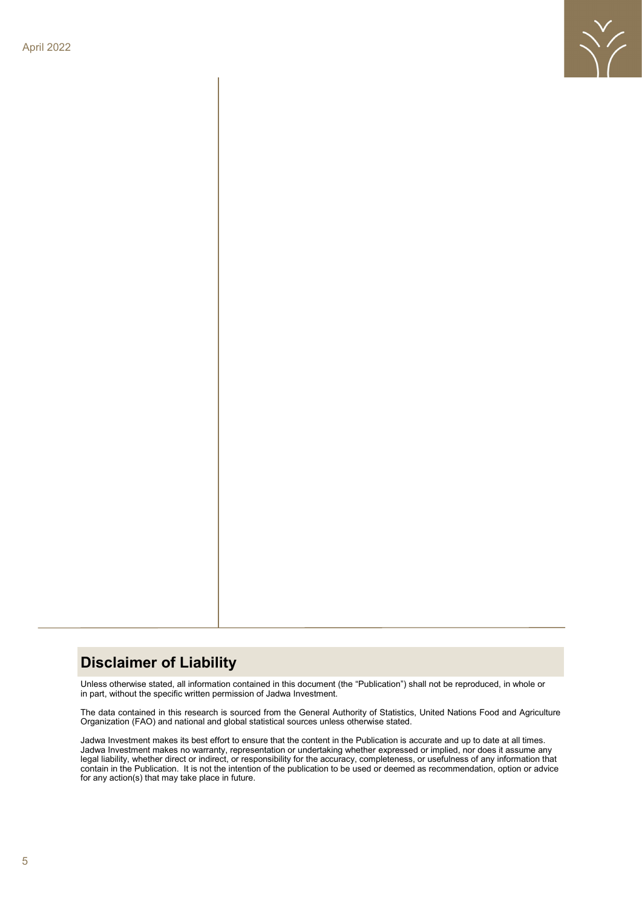## Disclaimer of Liability

Unless otherwise stated, all information contained in this document (the "Publication") shall not be reproduced, in whole or in part, without the specific written permission of Jadwa Investment.

The data contained in this research is sourced from the General Authority of Statistics, United Nations Food and Agriculture Organization (FAO) and national and global statistical sources unless otherwise stated.

Jadwa Investment makes its best effort to ensure that the content in the Publication is accurate and up to date at all times. Jadwa Investment makes no warranty, representation or undertaking whether expressed or implied, nor does it assume any legal liability, whether direct or indirect, or responsibility for the accuracy, completeness, or usefulness of any information that contain in the Publication. It is not the intention of the publication to be used or deemed as recommendation, option or advice for any action(s) that may take place in future.